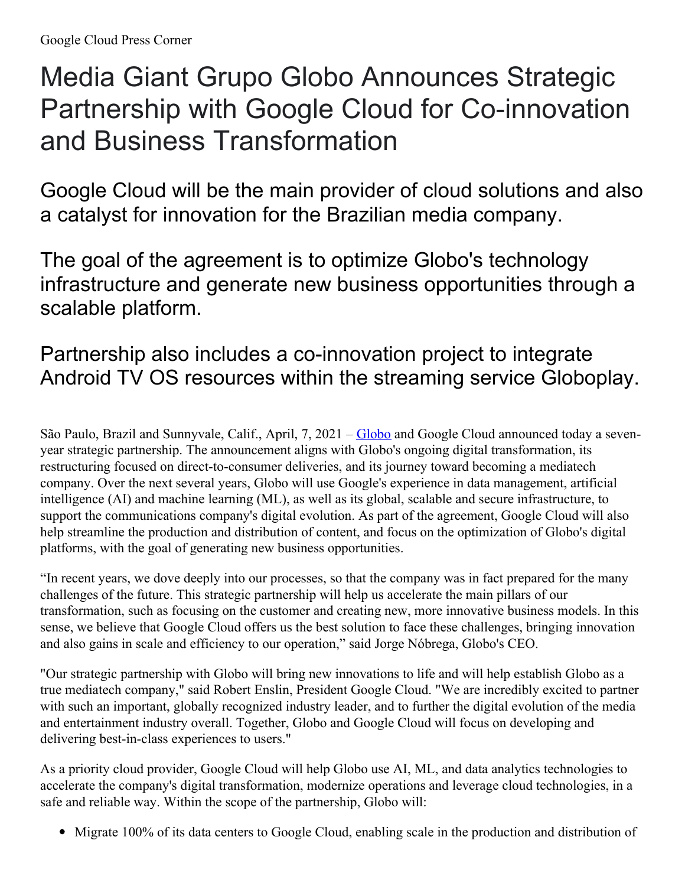Google Cloud Press Corner

# Media Giant Grupo Globo Announces Strategic Partnership with Google Cloud for Co-innovation and Business Transformation

## Google Cloud will be the main provider of cloud solutions and also a catalyst for innovation for the Brazilian media company.

## The goal of the agreement is to optimize Globo's technology infrastructure and generate new business opportunities through a scalable platform.

## Partnership also includes a co-innovation project to integrate Android TV OS resources within the streaming service Globoplay.

São Paulo, Brazil and Sunnyvale, Calif., April, 7, 2021 – Globo and Google Cloud announced today a seven-year strategic partnership. The announcement aligns with Globo's ongoing digital transformation, its restructuring focused on direct-to-consumer deliveries, and its journey toward becoming a mediatech company. Over the next several years, Globo will use Google's experience in data management, artificial intelligence (AI) and machine learning (ML), as well as its global, scalable and secure infrastructure, to support the communications company's digital evolution. As part of the agreement, Google Cloud will also help streamline the production and distribution of content, and focus on the optimization of Globo's digital platforms, with the goal of generating new business opportunities.

"In recent years, we dove deeply into our processes, so that the company was in fact prepared for the many challenges of the future. This strategic partnership will help us accelerate the main pillars of our transformation, such as focusing on the customer and creating new, more innovative business models. In this sense, we believe that Google Cloud offers us the best solution to face these challenges, bringing innovation and also gains in scale and efficiency to our operation," said Jorge Nóbrega, Globo's CEO.

"Our strategic partnership with Globo will bring new innovations to life and will help establish Globo as a true mediatech company," said Robert Enslin, President Google Cloud. "We are incredibly excited to partner with such an important, globally recognized industry leader, and to further the digital evolution of the media and entertainment industry overall. Together, Globo and Google Cloud will focus on developing and delivering best-in-class experiences to users."

As a priority cloud provider, Google Cloud will help Globo use AI, ML, and data analytics technologies to accelerate the company's digital transformation, modernize operations and leverage cloud technologies, in a safe and reliable way. Within the scope of the partnership, Globo will:

- Migrate 100% of its data centers to Google Cloud, enabling scale in the production and distribution of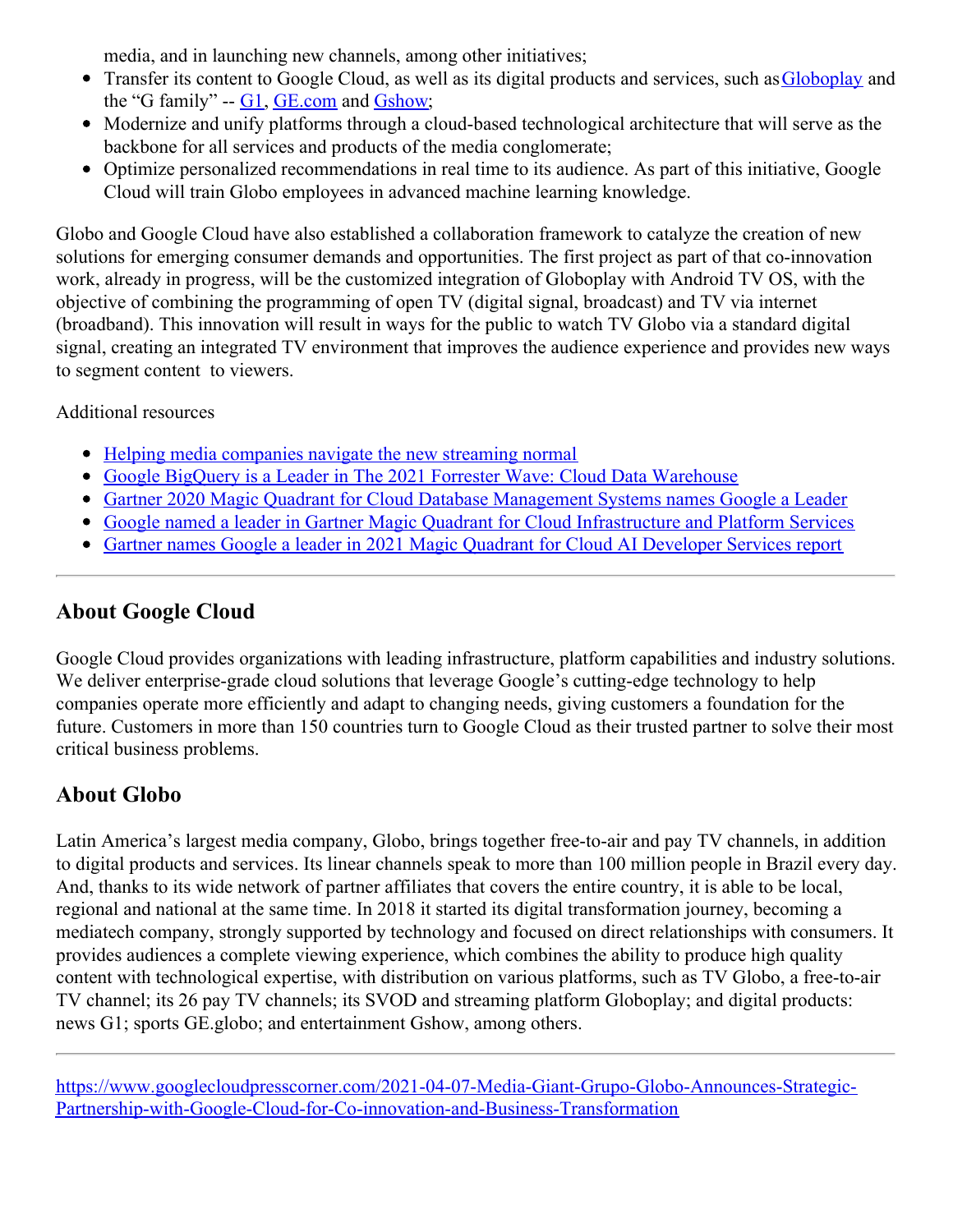media, and in launching new channels, among other initiatives;

- Transfer its content to Google Cloud, as well as its digital products and services, such as Globoplay and the "G family" -- G1, GE.com and Gshow;
- Modernize and unify platforms through a cloud-based technological architecture that will serve as the backbone for all services and products of the media conglomerate;
- Optimize personalized recommendations in real time to its audience. As part of this initiative, Google Cloud will train Globo employees in advanced machine learning knowledge.

Globo and Google Cloud have also established a collaboration framework to catalyze the creation of new solutions for emerging consumer demands and opportunities. The first project as part of that co-innovation work, already in progress, will be the customized integration of Globoplay with Android TV OS, with the objective of combining the programming of open TV (digital signal, broadcast) and TV via internet (broadband). This innovation will result in ways for the public to watch TV Globo via a standard digital signal, creating an integrated TV environment that improves the audience experience and provides new ways to segment content to viewers.

Additional resources

- Helping media companies navigate the new streaming normal
- Google BigQuery is a Leader in The 2021 Forrester Wave: Cloud Data Warehouse
- Gartner 2020 Magic Quadrant for Cloud Database Management Systems names Google a Leader
- Google named a leader in Gartner Magic Quadrant for Cloud Infrastructure and Platform Services
- Gartner names Google a leader in 2021 Magic Quadrant for Cloud AI Developer Services report

---

## About Google Cloud

Google Cloud provides organizations with leading infrastructure, platform capabilities and industry solutions. We deliver enterprise-grade cloud solutions that leverage Google's cutting-edge technology to help companies operate more efficiently and adapt to changing needs, giving customers a foundation for the future. Customers in more than 150 countries turn to Google Cloud as their trusted partner to solve their most critical business problems.

## About Globo

Latin America's largest media company, Globo, brings together free-to-air and pay TV channels, in addition to digital products and services. Its linear channels speak to more than 100 million people in Brazil every day. And, thanks to its wide network of partner affiliates that covers the entire country, it is able to be local, regional and national at the same time. In 2018 it started its digital transformation journey, becoming a mediatech company, strongly supported by technology and focused on direct relationships with consumers. It provides audiences a complete viewing experience, which combines the ability to produce high quality content with technological expertise, with distribution on various platforms, such as TV Globo, a free-to-air TV channel; its 26 pay TV channels; its SVOD and streaming platform Globoplay; and digital products: news G1; sports GE.globo; and entertainment Gshow, among others.

---

https://www.googlecloudpresscorner.com/2021-04-07-Media-Giant-Grupo-Globo-Announces-Strategic-Partnership-with-Google-Cloud-for-Co-innovation-and-Business-Transformation